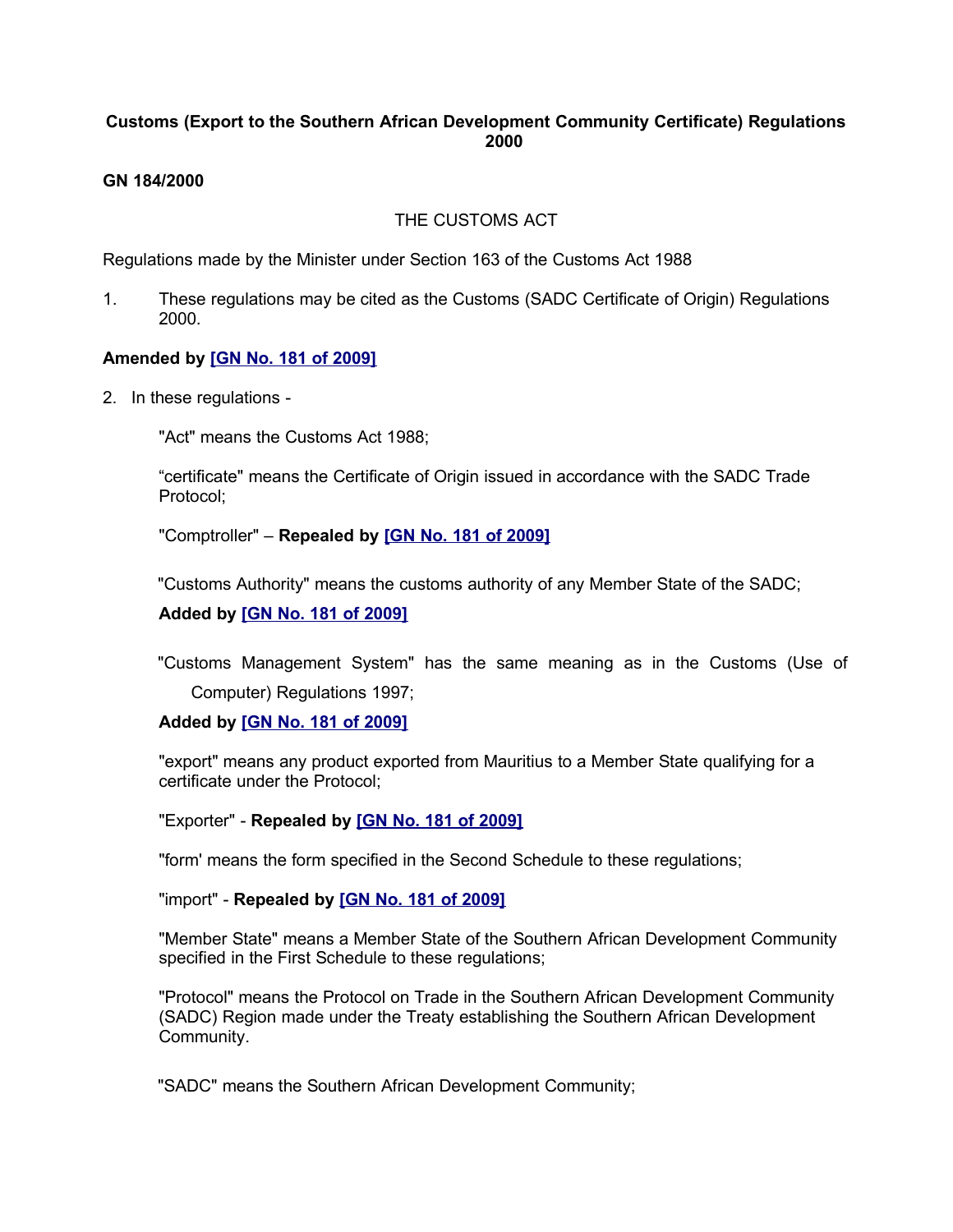# Customs (Export to the Southern African Development Community Certificate) Regulations 2000

**GN 184/2000**

THE CUSTOMS ACT

Regulations made by the Minister under Section 163 of the Customs Act 1988

1. These regulations may be cited as the Customs (SADC Certificate of Origin) Regulations 2000.

**Amended by [GN No. 181 of 2009]**

2. In these regulations -

"Act" means the Customs Act 1988;

"certificate" means the Certificate of Origin issued in accordance with the SADC Trade Protocol;

"Comptroller" – **Repealed by [GN No. 181 of 2009]**

"Customs Authority" means the customs authority of any Member State of the SADC;

**Added by [GN No. 181 of 2009]**

"Customs Management System" has the same meaning as in the Customs (Use of Computer) Regulations 1997;

**Added by [GN No. 181 of 2009]**

"export" means any product exported from Mauritius to a Member State qualifying for a certificate under the Protocol;

"Exporter" - **Repealed by [GN No. 181 of 2009]**

"form' means the form specified in the Second Schedule to these regulations;

"import" - **Repealed by [GN No. 181 of 2009]**

"Member State" means a Member State of the Southern African Development Community specified in the First Schedule to these regulations;

"Protocol" means the Protocol on Trade in the Southern African Development Community (SADC) Region made under the Treaty establishing the Southern African Development Community.

"SADC" means the Southern African Development Community;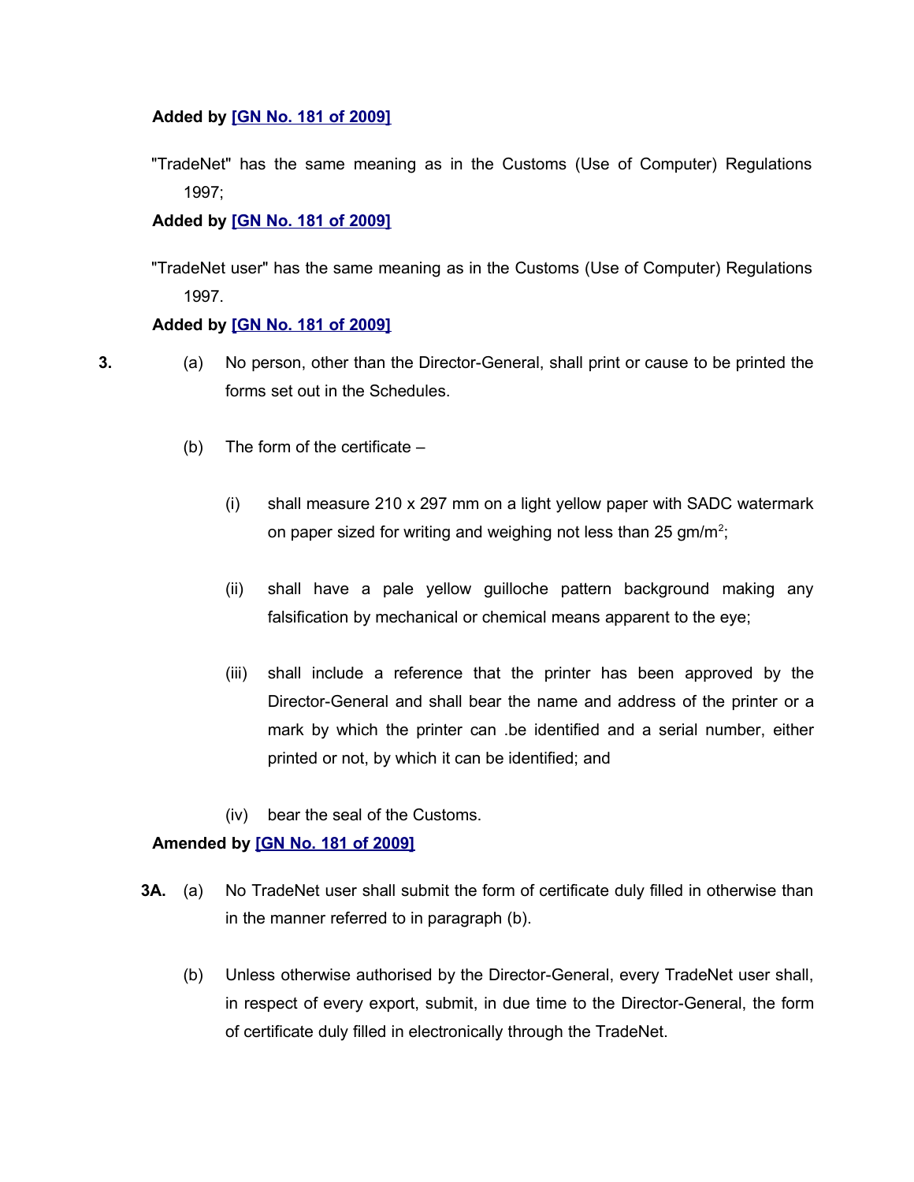**Added by [GN No. 181 of 2009]**

"TradeNet" has the same meaning as in the Customs (Use of Computer) Regulations 1997;

**Added by [GN No. 181 of 2009]**

"TradeNet user" has the same meaning as in the Customs (Use of Computer) Regulations 1997.

**Added by [GN No. 181 of 2009]**

**3.** (a) No person, other than the Director-General, shall print or cause to be printed the forms set out in the Schedules.

(b) The form of the certificate –

(i) shall measure 210 x 297 mm on a light yellow paper with SADC watermark on paper sized for writing and weighing not less than 25 $gm/m^2$;

(ii) shall have a pale yellow guilloche pattern background making any falsification by mechanical or chemical means apparent to the eye;

(iii) shall include a reference that the printer has been approved by the Director-General and shall bear the name and address of the printer or a mark by which the printer can .be identified and a serial number, either printed or not, by which it can be identified; and

(iv) bear the seal of the Customs.

**Amended by [GN No. 181 of 2009]**

**3A.** (a) No TradeNet user shall submit the form of certificate duly filled in otherwise than in the manner referred to in paragraph (b).

(b) Unless otherwise authorised by the Director-General, every TradeNet user shall, in respect of every export, submit, in due time to the Director-General, the form of certificate duly filled in electronically through the TradeNet.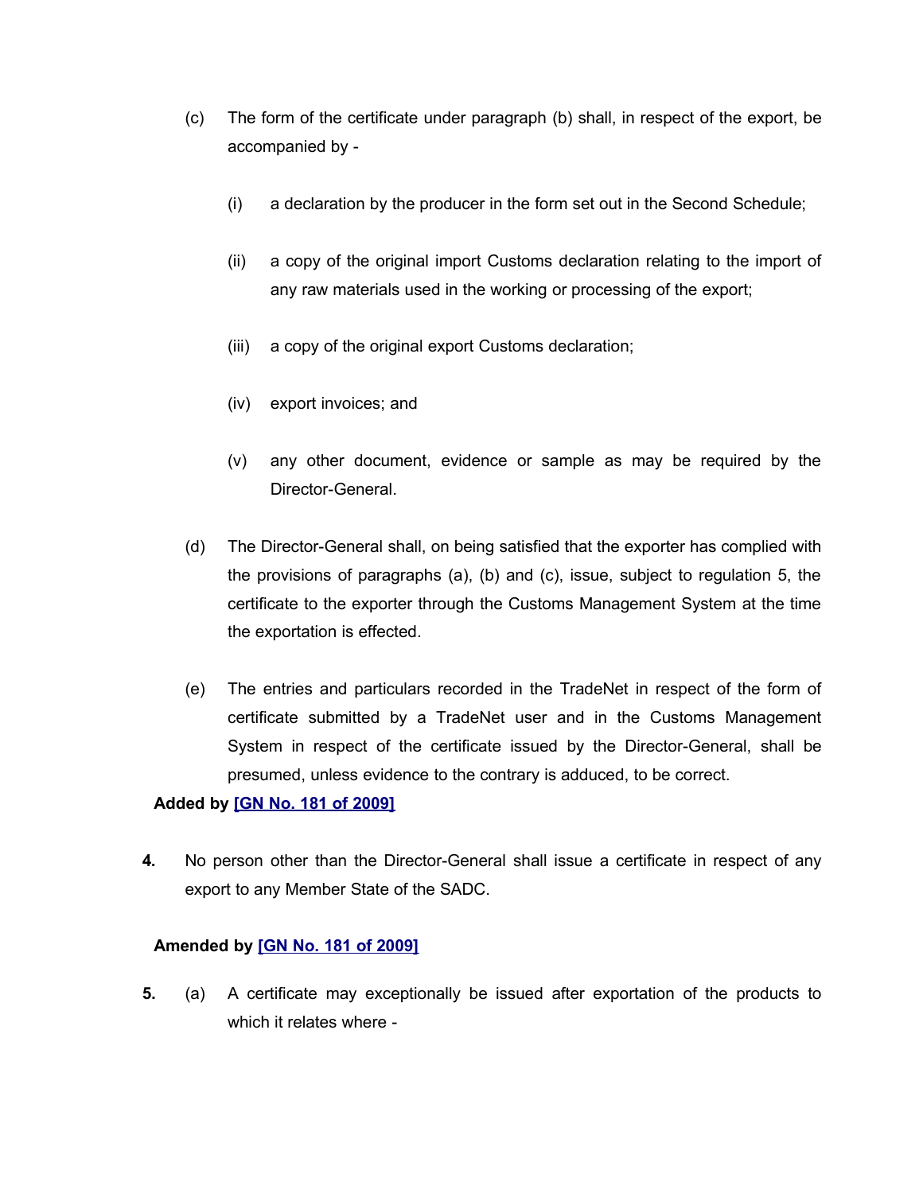(c) The form of the certificate under paragraph (b) shall, in respect of the export, be accompanied by -

   (i) a declaration by the producer in the form set out in the Second Schedule;

   (ii) a copy of the original import Customs declaration relating to the import of any raw materials used in the working or processing of the export;

   (iii) a copy of the original export Customs declaration;

   (iv) export invoices; and

   (v) any other document, evidence or sample as may be required by the Director-General.

(d) The Director-General shall, on being satisfied that the exporter has complied with the provisions of paragraphs (a), (b) and (c), issue, subject to regulation 5, the certificate to the exporter through the Customs Management System at the time the exportation is effected.

(e) The entries and particulars recorded in the TradeNet in respect of the form of certificate submitted by a TradeNet user and in the Customs Management System in respect of the certificate issued by the Director-General, shall be presumed, unless evidence to the contrary is adduced, to be correct.

**Added by [GN No. 181 of 2009]**

**4.** No person other than the Director-General shall issue a certificate in respect of any export to any Member State of the SADC.

**Amended by [GN No. 181 of 2009]**

**5.** (a) A certificate may exceptionally be issued after exportation of the products to which it relates where -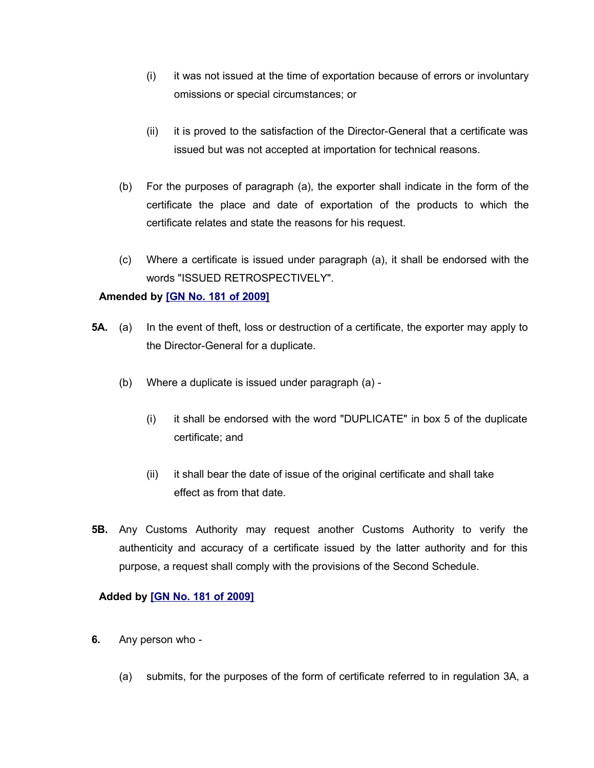(i) it was not issued at the time of exportation because of errors or involuntary omissions or special circumstances; or

(ii) it is proved to the satisfaction of the Director-General that a certificate was issued but was not accepted at importation for technical reasons.

(b) For the purposes of paragraph (a), the exporter shall indicate in the form of the certificate the place and date of exportation of the products to which the certificate relates and state the reasons for his request.

(c) Where a certificate is issued under paragraph (a), it shall be endorsed with the words "ISSUED RETROSPECTIVELY".

**Amended by [GN No. 181 of 2009]**

**5A.** (a) In the event of theft, loss or destruction of a certificate, the exporter may apply to the Director-General for a duplicate.

(b) Where a duplicate is issued under paragraph (a) -

(i) it shall be endorsed with the word "DUPLICATE" in box 5 of the duplicate certificate; and

(ii) it shall bear the date of issue of the original certificate and shall take effect as from that date.

**5B.** Any Customs Authority may request another Customs Authority to verify the authenticity and accuracy of a certificate issued by the latter authority and for this purpose, a request shall comply with the provisions of the Second Schedule.

**Added by [GN No. 181 of 2009]**

**6.** Any person who -

(a) submits, for the purposes of the form of certificate referred to in regulation 3A, a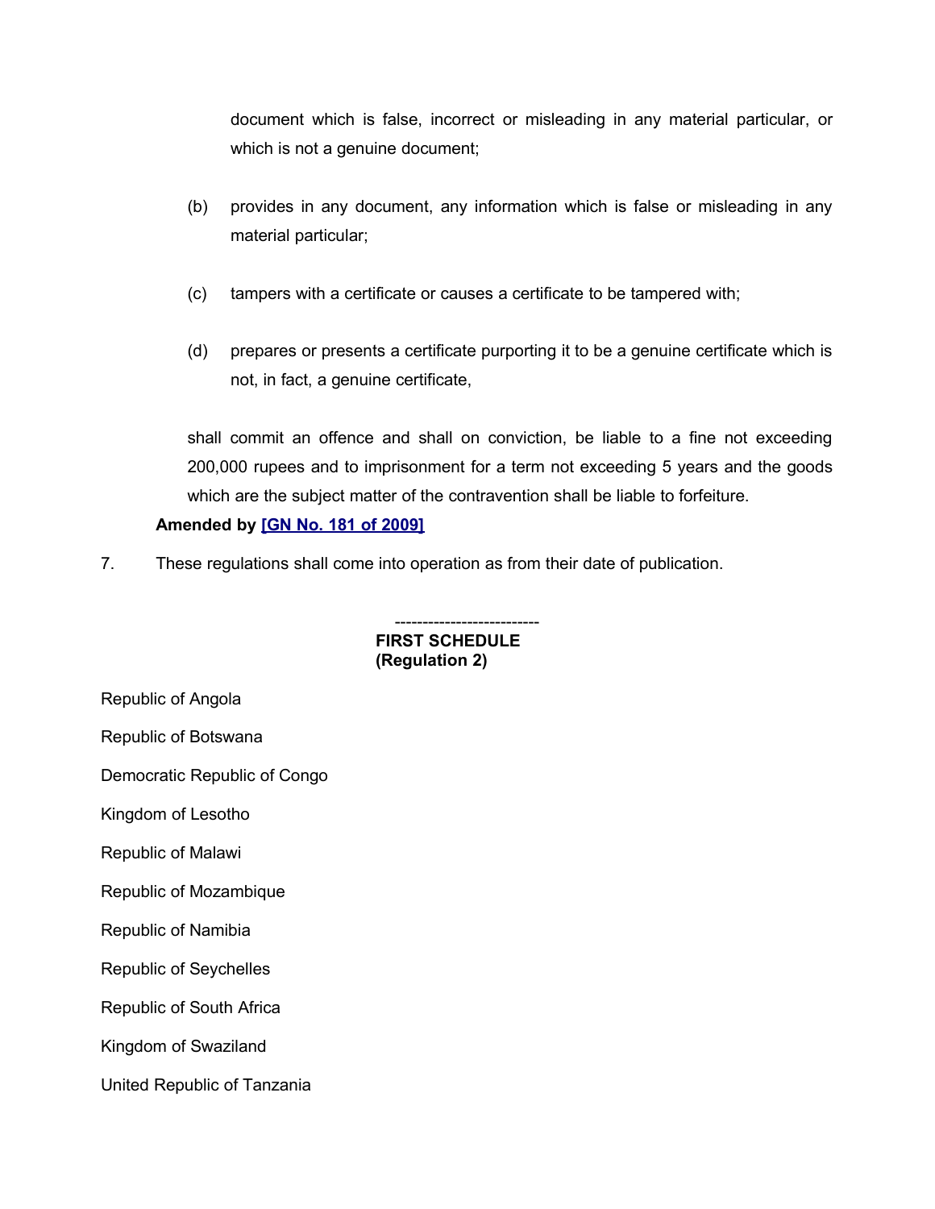document which is false, incorrect or misleading in any material particular, or which is not a genuine document;

(b) provides in any document, any information which is false or misleading in any material particular;

(c) tampers with a certificate or causes a certificate to be tampered with;

(d) prepares or presents a certificate purporting it to be a genuine certificate which is not, in fact, a genuine certificate,

shall commit an offence and shall on conviction, be liable to a fine not exceeding 200,000 rupees and to imprisonment for a term not exceeding 5 years and the goods which are the subject matter of the contravention shall be liable to forfeiture.

**Amended by [GN No. 181 of 2009]**

7. These regulations shall come into operation as from their date of publication.

---

**FIRST SCHEDULE**
**(Regulation 2)**

Republic of Angola

Republic of Botswana

Democratic Republic of Congo

Kingdom of Lesotho

Republic of Malawi

Republic of Mozambique

Republic of Namibia

Republic of Seychelles

Republic of South Africa

Kingdom of Swaziland

United Republic of Tanzania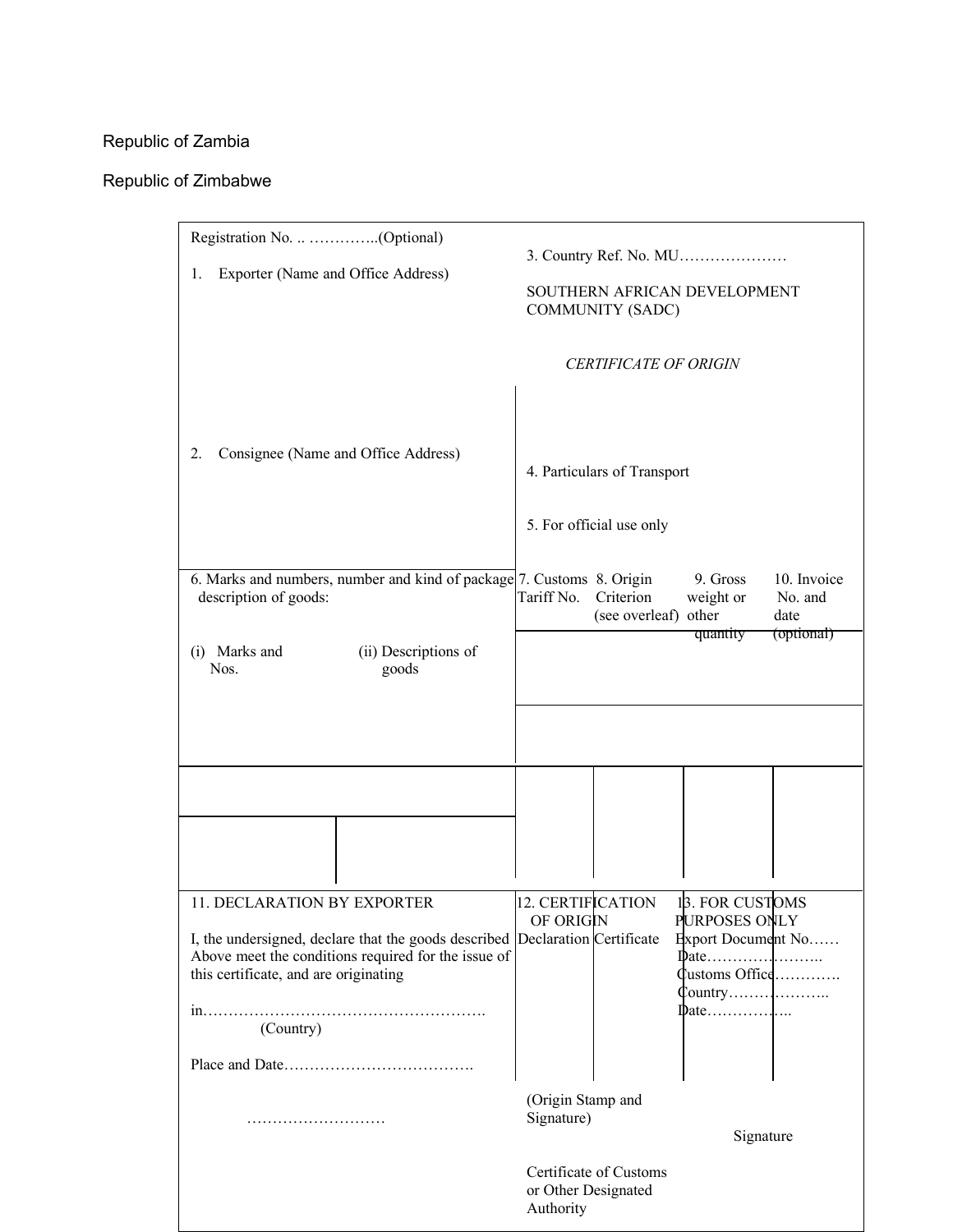Republic of Zambia

Republic of Zimbabwe

Registration No. .. …………..(Optional)

1. Exporter (Name and Office Address)

3. Country Ref. No. MU…………………

SOUTHERN AFRICAN DEVELOPMENT COMMUNITY (SADC)

*CERTIFICATE OF ORIGIN*

2. Consignee (Name and Office Address)

4. Particulars of Transport

5. For official use only

| 6. Marks and numbers, number and kind of package description of goods: | | 7. Customs Tariff No. | 8. Origin Criterion (see overleaf) | 9. Gross weight or other quantity | 10. Invoice No. and date (optional) |
|---|---|---|---|---|---|
| (i) Marks and Nos. | (ii) Descriptions of goods | | | | |
| | | | | | |

11. DECLARATION BY EXPORTER

I, the undersigned, declare that the goods described Above meet the conditions required for the issue of this certificate, and are originating

in……………………………………………….
(Country)

Place and Date……………………………….

………………………

12. CERTIFICATION OF ORIGIN

Declaration Certificate

(Origin Stamp and Signature)

Certificate of Customs or Other Designated Authority

13. FOR CUSTOMS PURPOSES ONLY

Export Document No……
Date…………………..
Customs Office………….
Country………………..
Date……………..

Signature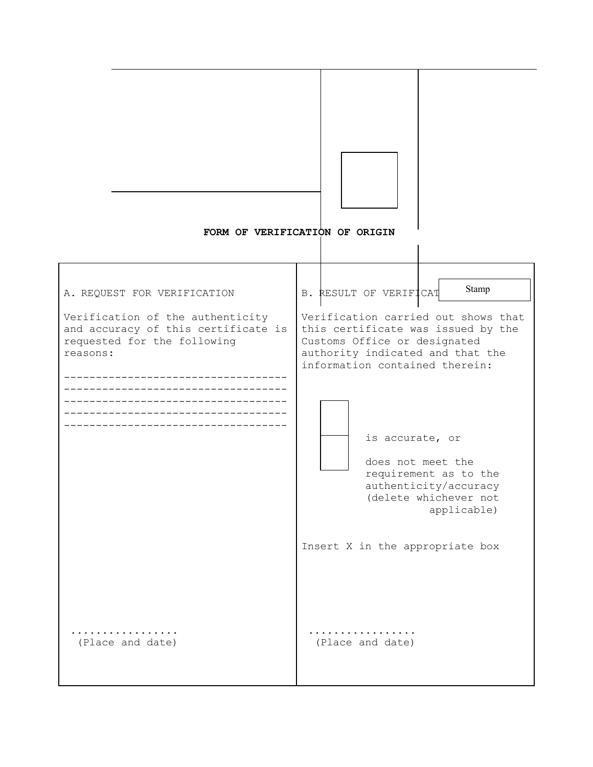**FORM OF VERIFICATION OF ORIGIN**

| A. REQUEST FOR VERIFICATION | B. RESULT OF VERIFICATION |
|---|---|
| Verification of the authenticity and accuracy of this certificate is requested for the following reasons: | Verification carried out shows that this certificate was issued by the Customs Office or designated authority indicated and that the information contained therein: |
| ---------------------------------- ---------------------------------- ---------------------------------- ---------------------------------- ---------------------------------- | ☐ is accurate, or ☐ does not meet the requirement as to the authenticity/accuracy (delete whichever not applicable) |
| | Insert X in the appropriate box |
| ................. (Place and date) | ................. (Place and date) |

Stamp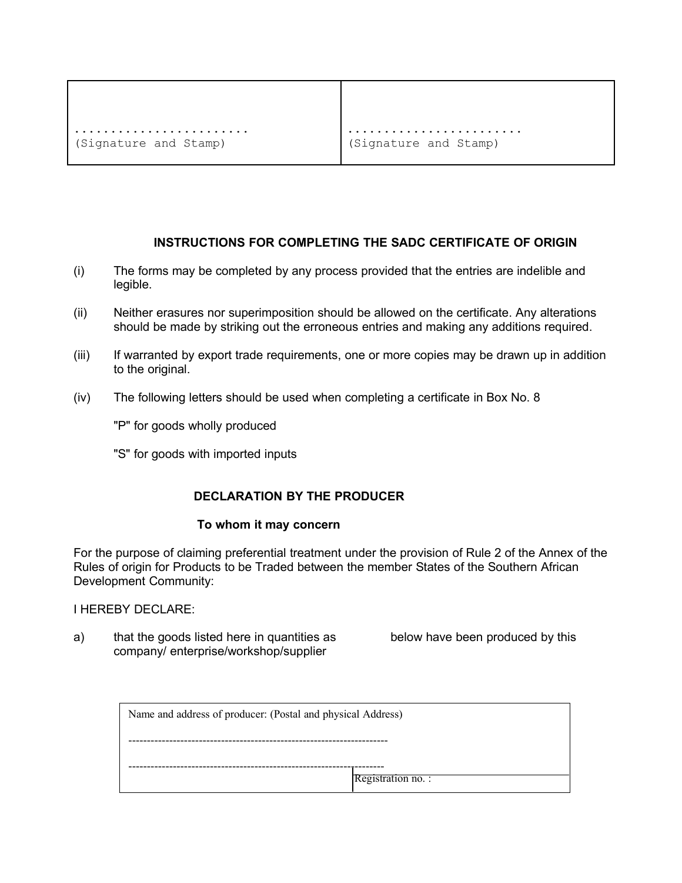| ........................ (Signature and Stamp) | ........................ (Signature and Stamp) |
|---|---|

**INSTRUCTIONS FOR COMPLETING THE SADC CERTIFICATE OF ORIGIN**

(i) The forms may be completed by any process provided that the entries are indelible and legible.

(ii) Neither erasures nor superimposition should be allowed on the certificate. Any alterations should be made by striking out the erroneous entries and making any additions required.

(iii) If warranted by export trade requirements, one or more copies may be drawn up in addition to the original.

(iv) The following letters should be used when completing a certificate in Box No. 8

"P" for goods wholly produced

"S" for goods with imported inputs

**DECLARATION BY THE PRODUCER**

**To whom it may concern**

For the purpose of claiming preferential treatment under the provision of Rule 2 of the Annex of the Rules of origin for Products to be Traded between the member States of the Southern African Development Community:

I HEREBY DECLARE:

a) that the goods listed here in quantities as below have been produced by this company/ enterprise/workshop/supplier

| Name and address of producer: (Postal and physical Address) ---------------------------------------------------------------------- ---------------------------------------------------------------------- | |
|---|---|
| | Registration no. : |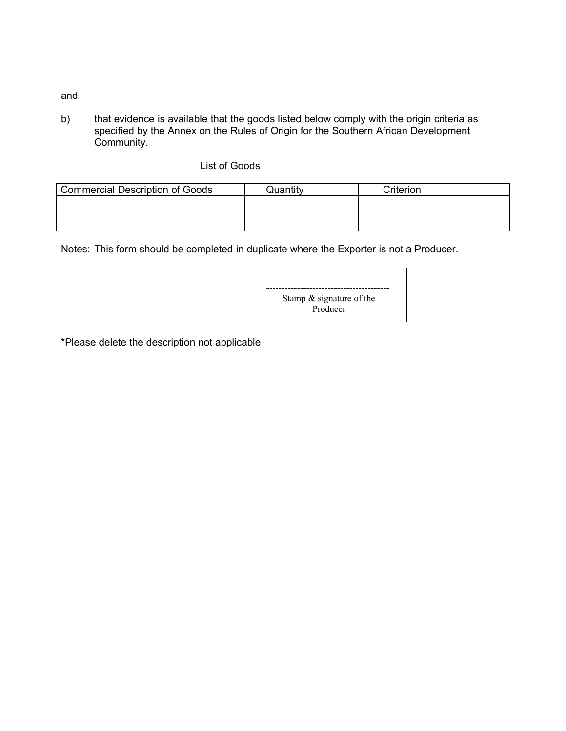and

b) that evidence is available that the goods listed below comply with the origin criteria as specified by the Annex on the Rules of Origin for the Southern African Development Community.

List of Goods

| Commercial Description of Goods | Quantity | Criterion |
|---|---|---|
| | | |

Notes: This form should be completed in duplicate where the Exporter is not a Producer.

----------------------------------------
Stamp & signature of the Producer

*Please delete the description not applicable